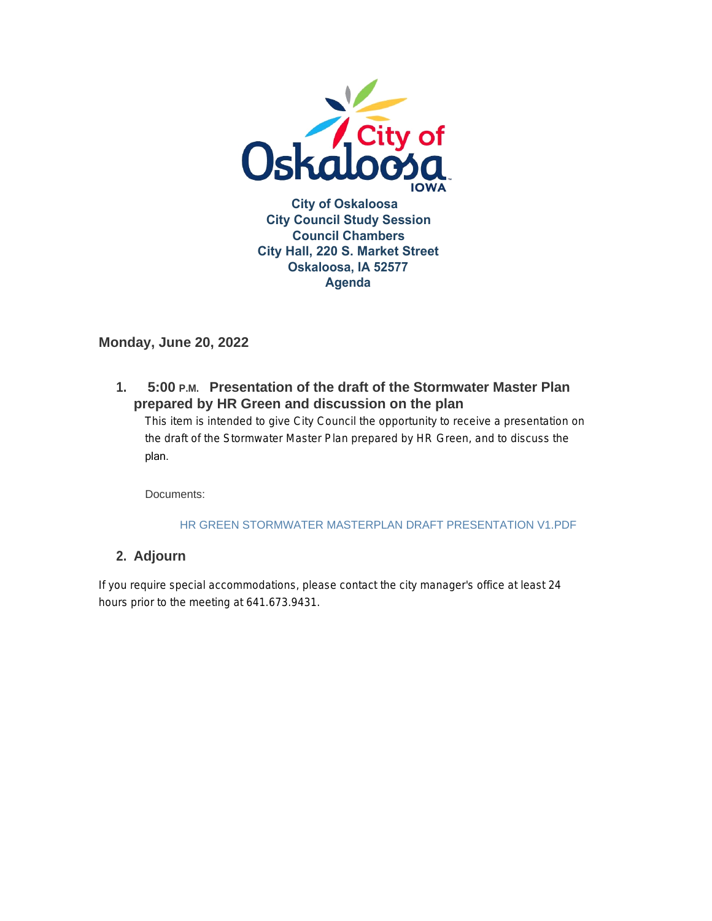City of Oskaloosa
City Council Study Session
Council Chambers
City Hall, 220 S. Market Street
Oskaloosa, IA 52577
Agenda

**Monday, June 20, 2022**

1. **5:00 P.M. Presentation of the draft of the Stormwater Master Plan prepared by HR Green and discussion on the plan**

   This item is intended to give City Council the opportunity to receive a presentation on the draft of the Stormwater Master Plan prepared by HR Green, and to discuss the plan.

   Documents:

   HR GREEN STORMWATER MASTERPLAN DRAFT PRESENTATION V1.PDF

2. **Adjourn**

If you require special accommodations, please contact the city manager's office at least 24 hours prior to the meeting at 641.673.9431.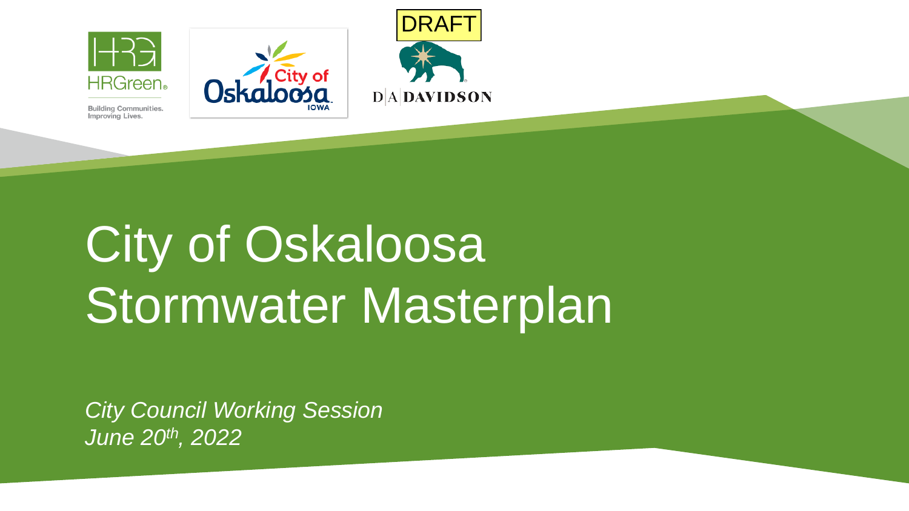HRGreen

Building Communities. Improving Lives.

City of Oskaloosa IOWA

DRAFT

D|A|DAVIDSON

# City of Oskaloosa Stormwater Masterplan

*City Council Working Session*
*June 20th, 2022*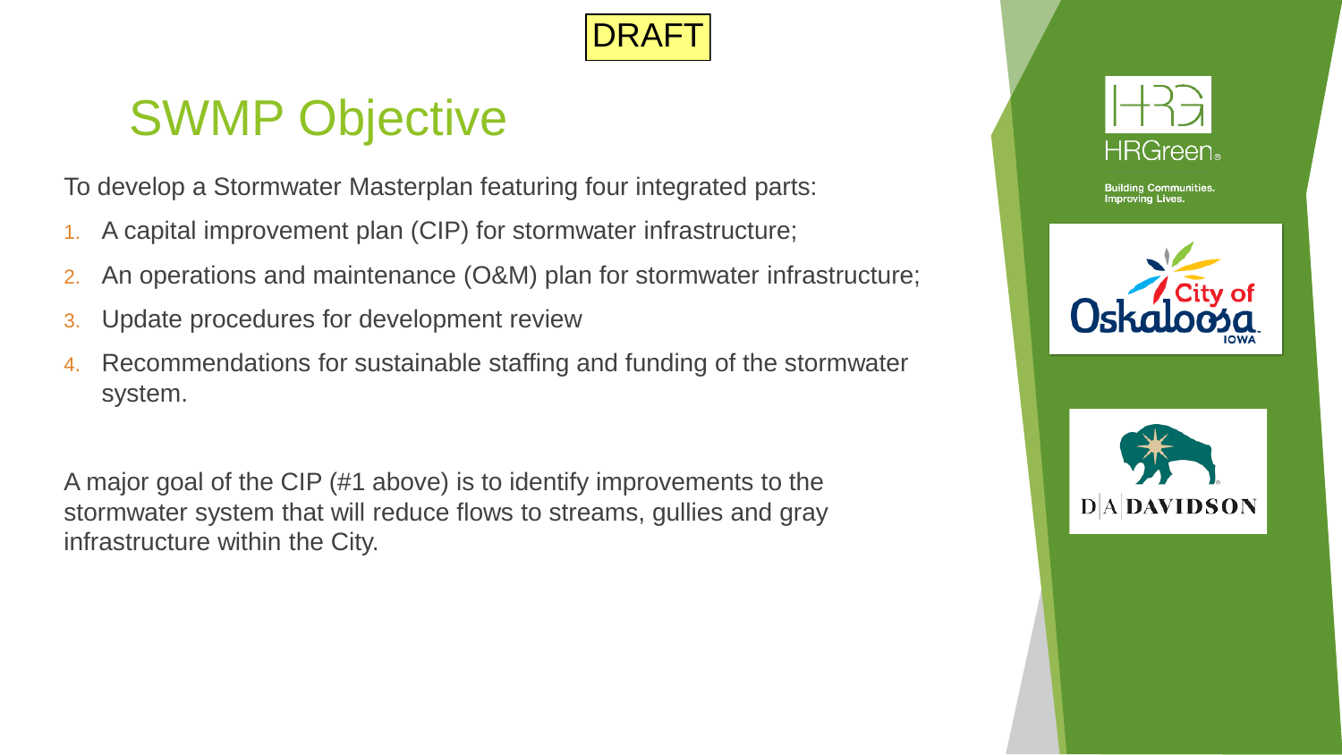DRAFT

# SWMP Objective

To develop a Stormwater Masterplan featuring four integrated parts:

1. A capital improvement plan (CIP) for stormwater infrastructure;
2. An operations and maintenance (O&M) plan for stormwater infrastructure;
3. Update procedures for development review
4. Recommendations for sustainable staffing and funding of the stormwater system.

A major goal of the CIP (#1 above) is to identify improvements to the stormwater system that will reduce flows to streams, gullies and gray infrastructure within the City.

HRGreen

Building Communities. Improving Lives.

City of Oskaloosa IOWA

D|A DAVIDSON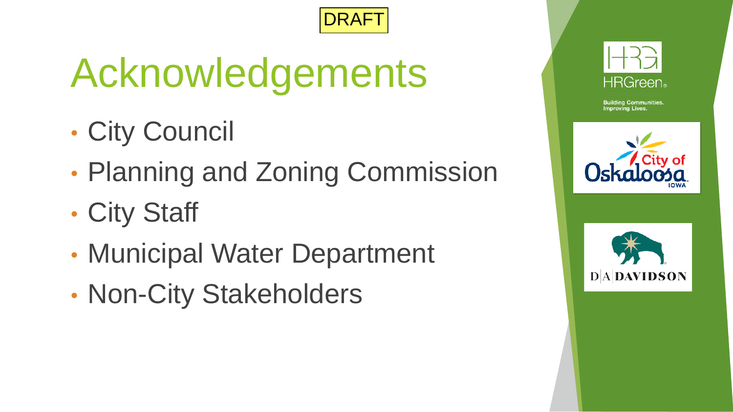DRAFT

# Acknowledgements

- City Council
- Planning and Zoning Commission
- City Staff
- Municipal Water Department
- Non-City Stakeholders

HRGreen
Building Communities. Improving Lives.

City of Oskaloosa IOWA

D|A DAVIDSON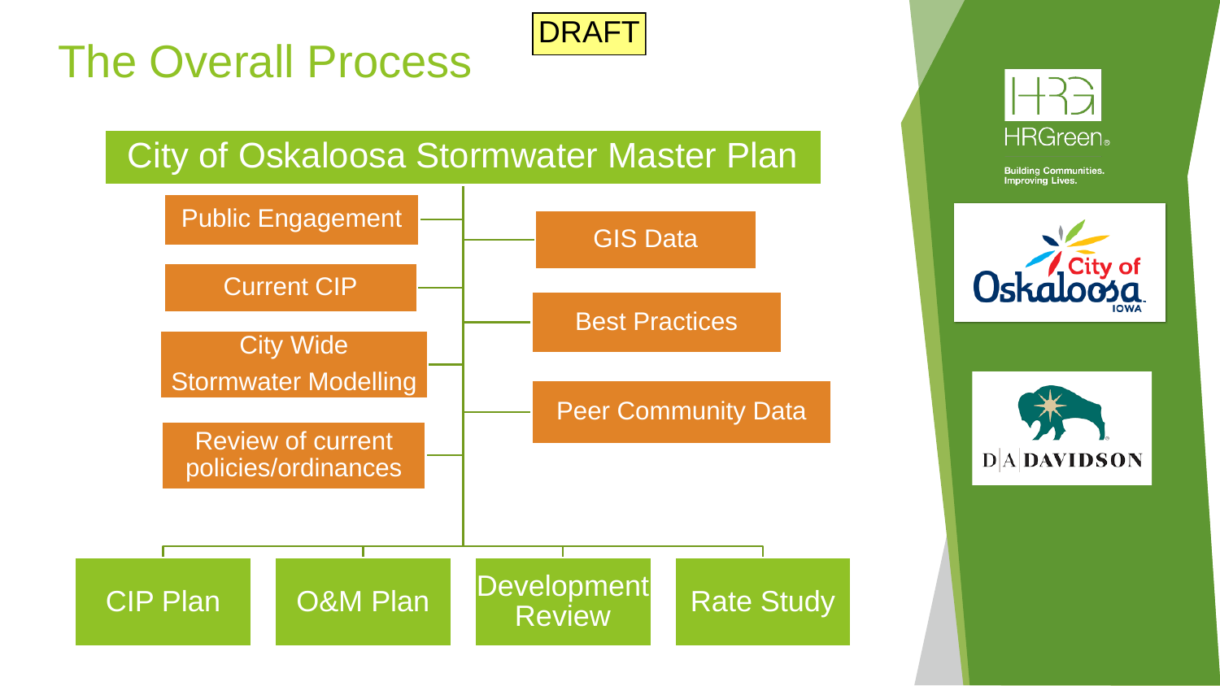# The Overall Process

DRAFT

## City of Oskaloosa Stormwater Master Plan

- Public Engagement
- Current CIP
- City Wide Stormwater Modelling
- Review of current policies/ordinances
- GIS Data
- Best Practices
- Peer Community Data

**Outputs:**

- CIP Plan
- O&M Plan
- Development Review
- Rate Study

HRGreen
Building Communities. Improving Lives.

City of Oskaloosa IOWA

D|A DAVIDSON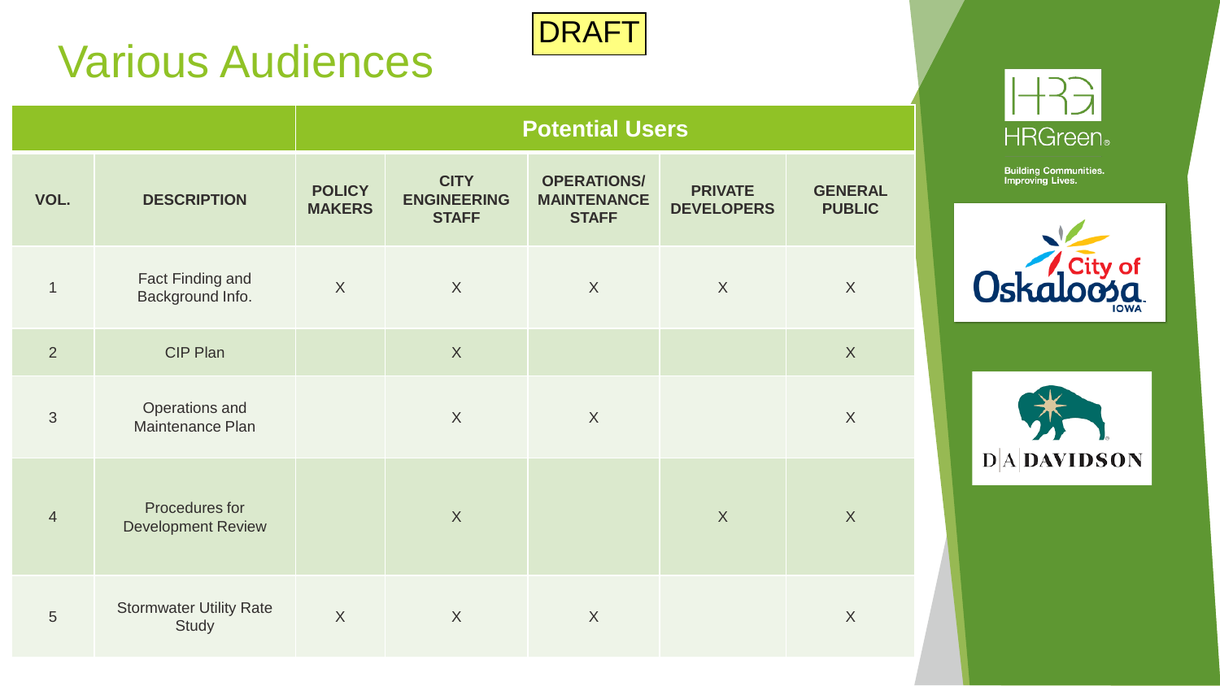# Various Audiences

DRAFT

| | | Potential Users | | | | |
|---|---|---|---|---|---|---|
| **VOL.** | **DESCRIPTION** | **POLICY MAKERS** | **CITY ENGINEERING STAFF** | **OPERATIONS/ MAINTENANCE STAFF** | **PRIVATE DEVELOPERS** | **GENERAL PUBLIC** |
| 1 | Fact Finding and Background Info. | X | X | X | X | X |
| 2 | CIP Plan | | X | | | X |
| 3 | Operations and Maintenance Plan | | X | X | | X |
| 4 | Procedures for Development Review | | X | | X | X |
| 5 | Stormwater Utility Rate Study | X | X | X | | X |

HRGreen

Building Communities. Improving Lives.

City of Oskaloosa IOWA

D|A DAVIDSON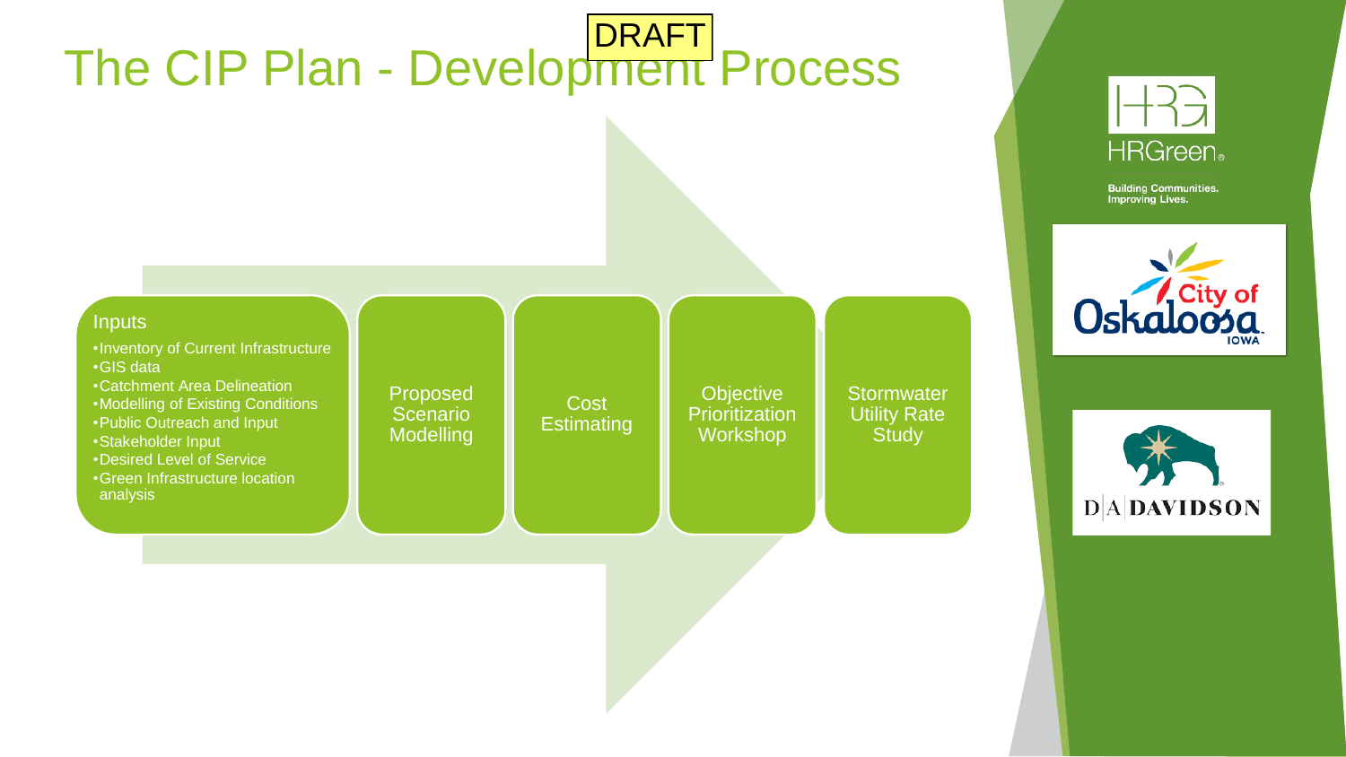# The CIP Plan - Development Process

DRAFT

**Inputs**

- Inventory of Current Infrastructure
- GIS data
- Catchment Area Delineation
- Modelling of Existing Conditions
- Public Outreach and Input
- Stakeholder Input
- Desired Level of Service
- Green Infrastructure location analysis

**Proposed Scenario Modelling**

**Cost Estimating**

**Objective Prioritization Workshop**

**Stormwater Utility Rate Study**

HRGreen

Building Communities. Improving Lives.

City of Oskaloosa IOWA

D|A DAVIDSON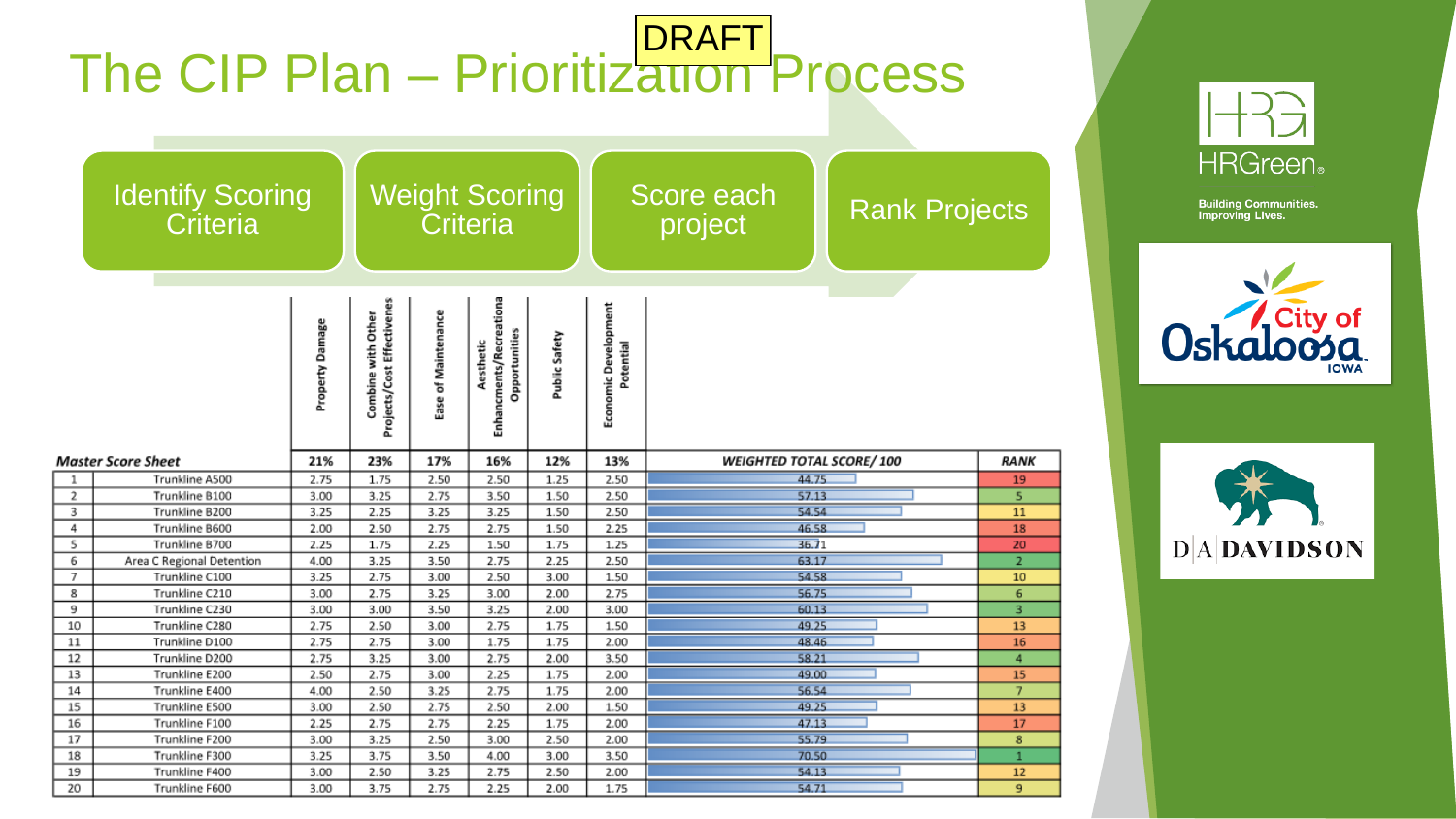# The CIP Plan – Prioritization Process

DRAFT

Identify Scoring Criteria → Weight Scoring Criteria → Score each project → Rank Projects

| Master Score Sheet | | Property Damage | Combine with Other Projects/Cost Effectivenes | Ease of Maintenance | Aesthetic Enhancments/Recreationa Opportunities | Public Safety | Economic Development Potential | WEIGHTED TOTAL SCORE/ 100 | RANK |
|---|---|---|---|---|---|---|---|---|---|
| | | 21% | 23% | 17% | 16% | 12% | 13% | | |
| 1 | Trunkline A500 | 2.75 | 1.75 | 2.50 | 2.50 | 1.25 | 2.50 | 44.75 | 19 |
| 2 | Trunkline B100 | 3.00 | 3.25 | 2.75 | 3.50 | 1.50 | 2.50 | 57.13 | 5 |
| 3 | Trunkline B200 | 3.25 | 2.25 | 3.25 | 3.25 | 1.50 | 2.50 | 54.54 | 11 |
| 4 | Trunkline B600 | 2.00 | 2.50 | 2.75 | 2.75 | 1.50 | 2.25 | 46.58 | 18 |
| 5 | Trunkline B700 | 2.25 | 1.75 | 2.25 | 1.50 | 1.75 | 1.25 | 36.71 | 20 |
| 6 | Area C Regional Detention | 4.00 | 3.25 | 3.50 | 2.75 | 2.25 | 2.50 | 63.17 | 2 |
| 7 | Trunkline C100 | 3.25 | 2.75 | 3.00 | 2.50 | 3.00 | 1.50 | 54.58 | 10 |
| 8 | Trunkline C210 | 3.00 | 2.75 | 3.25 | 3.00 | 2.00 | 2.75 | 56.75 | 6 |
| 9 | Trunkline C230 | 3.00 | 3.00 | 3.50 | 3.25 | 2.00 | 3.00 | 60.13 | 3 |
| 10 | Trunkline C280 | 2.75 | 2.50 | 3.00 | 2.75 | 1.75 | 1.50 | 49.25 | 13 |
| 11 | Trunkline D100 | 2.75 | 2.75 | 3.00 | 1.75 | 1.75 | 2.00 | 48.46 | 16 |
| 12 | Trunkline D200 | 2.75 | 3.25 | 3.00 | 2.75 | 2.00 | 3.50 | 58.21 | 4 |
| 13 | Trunkline E200 | 2.50 | 2.75 | 3.00 | 2.25 | 1.75 | 2.00 | 49.00 | 15 |
| 14 | Trunkline E400 | 4.00 | 2.50 | 3.25 | 2.75 | 1.75 | 2.00 | 56.54 | 7 |
| 15 | Trunkline E500 | 3.00 | 2.50 | 2.75 | 2.50 | 2.00 | 1.50 | 49.25 | 13 |
| 16 | Trunkline F100 | 2.25 | 2.75 | 2.75 | 2.25 | 1.75 | 2.00 | 47.13 | 17 |
| 17 | Trunkline F200 | 3.00 | 3.25 | 2.50 | 3.00 | 2.50 | 2.00 | 55.79 | 8 |
| 18 | Trunkline F300 | 3.25 | 3.75 | 3.50 | 4.00 | 3.00 | 3.50 | 70.50 | 1 |
| 19 | Trunkline F400 | 3.00 | 2.50 | 3.25 | 2.75 | 2.50 | 2.00 | 54.13 | 12 |
| 20 | Trunkline F600 | 3.00 | 3.75 | 2.75 | 2.25 | 2.00 | 1.75 | 54.71 | 9 |

HRGreen. Building Communities. Improving Lives.

City of Oskaloosa IOWA

D|A DAVIDSON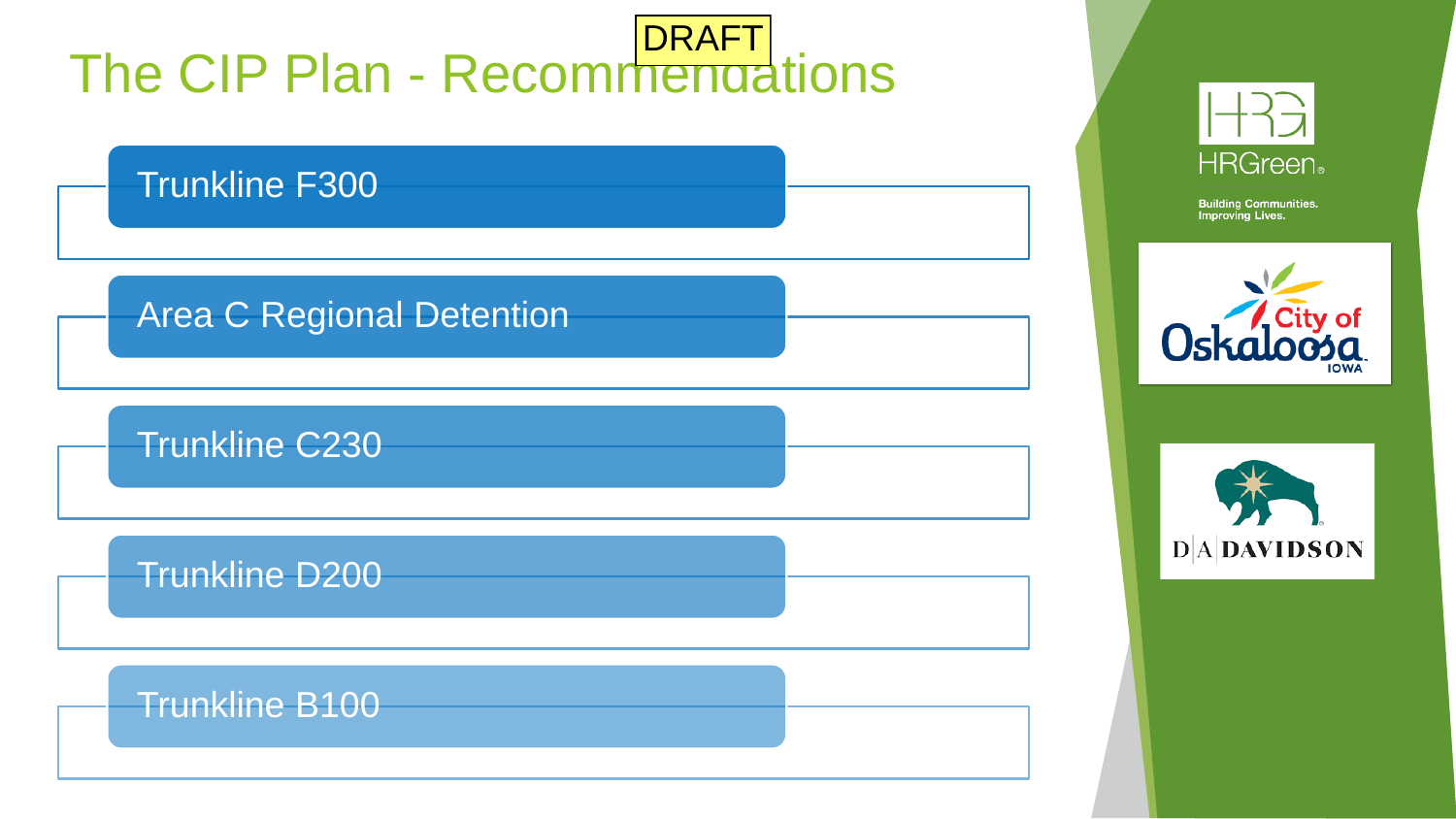# The CIP Plan - Recommendations

DRAFT

- Trunkline F300
- Area C Regional Detention
- Trunkline C230
- Trunkline D200
- Trunkline B100

HRGreen

Building Communities. Improving Lives.

City of Oskaloosa IOWA

D|A DAVIDSON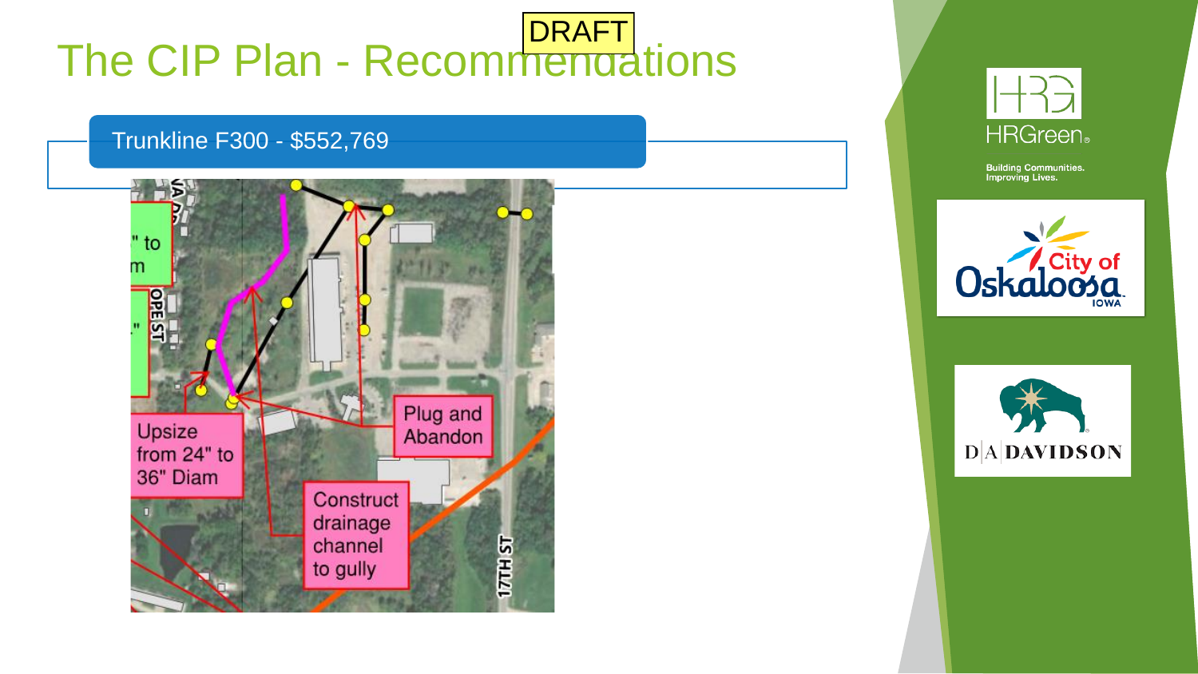DRAFT

# The CIP Plan - Recommendations

## Trunkline F300 - $552,769

" to
m

."

OPE ST

Upsize from 24" to 36" Diam

Plug and Abandon

Construct drainage channel to gully

17TH ST

HRGreen

Building Communities. Improving Lives.

City of Oskaloosa IOWA

D|A DAVIDSON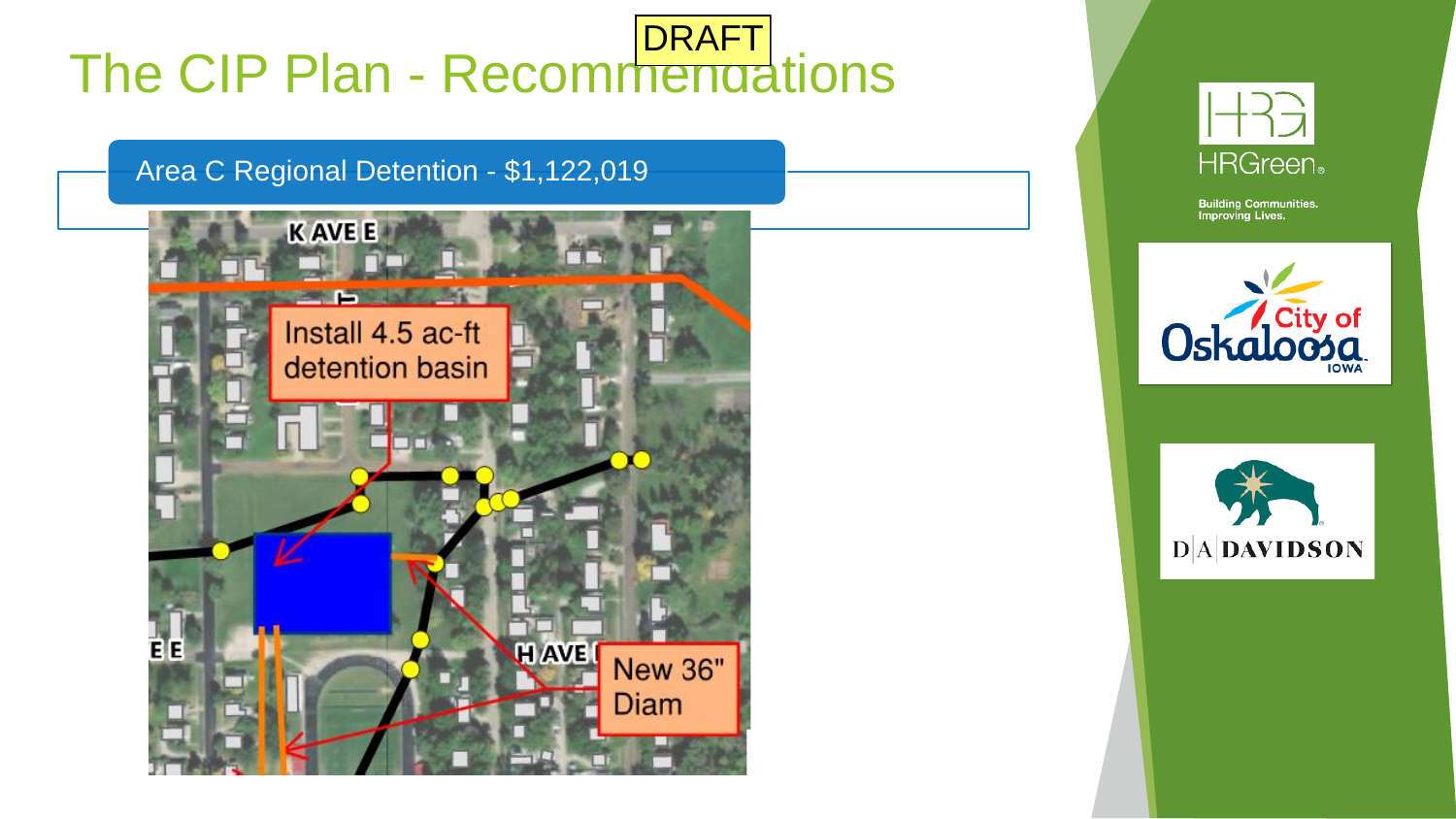# The CIP Plan - Recommendations

DRAFT

Area C Regional Detention - $1,122,019

K AVE E

Install 4.5 ac-ft detention basin

E E

H AVE

New 36" Diam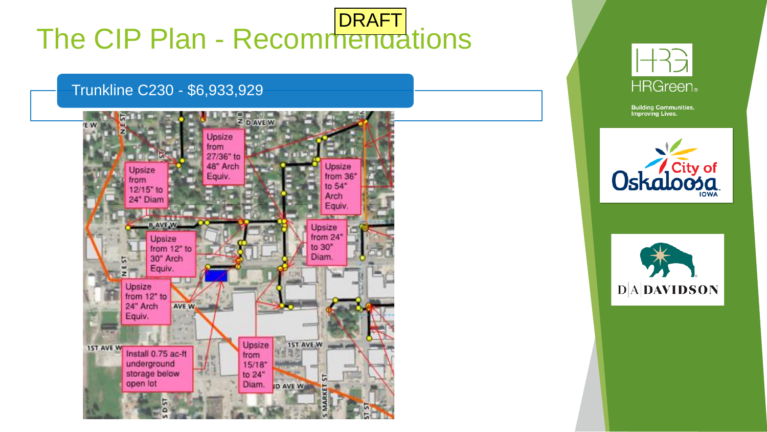DRAFT

# The CIP Plan - Recommendations

## Trunkline C230 - $6,933,929

Upsize from 27/36" to 48" Arch Equiv.

Upsize from 12/15" to 24" Diam

Upsize from 36" to 54" Arch Equiv.

Upsize from 24" to 30" Diam.

Upsize from 12" to 30" Arch Equiv.

Upsize from 12" to 24" Arch Equiv.

Install 0.75 ac-ft underground storage below open lot

Upsize from 15/18" to 24" Diam.

HRGreen

Building Communities. Improving Lives.

City of Oskaloosa Iowa

D|A DAVIDSON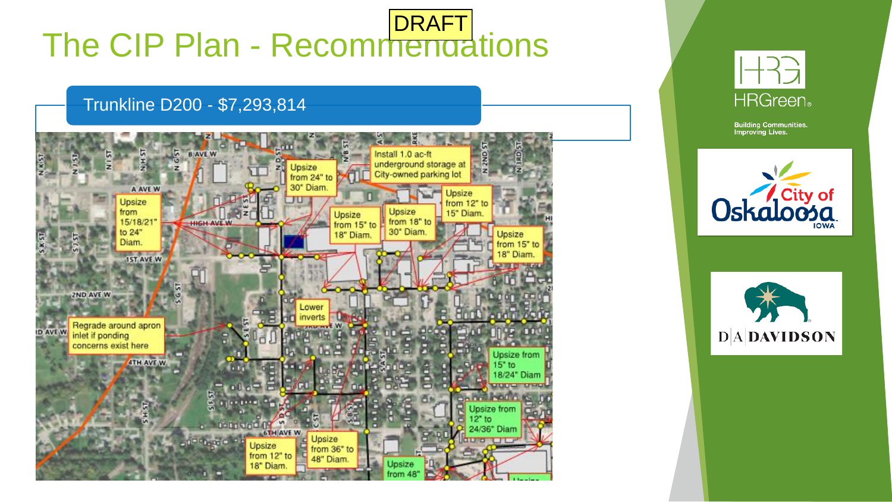# The CIP Plan - Recommendations

DRAFT

## Trunkline D200 - $7,293,814

- Upsize from 15/18/21" to 24" Diam.
- Upsize from 24" to 30" Diam.
- Install 1.0 ac-ft underground storage at City-owned parking lot
- Upsize from 15" to 18" Diam.
- Upsize from 18" to 30" Diam.
- Upsize from 12" to 15" Diam.
- Upsize from 15" to 18" Diam.
- Lower inverts
- Regrade around apron inlet if ponding concerns exist here
- Upsize from 15" to 18/24" Diam
- Upsize from 12" to 24/36" Diam
- Upsize from 12" to 18" Diam.
- Upsize from 36" to 48" Diam.
- Upsize from 48"

HRGreen. Building Communities. Improving Lives.

City of Oskaloosa, Iowa

D.A. Davidson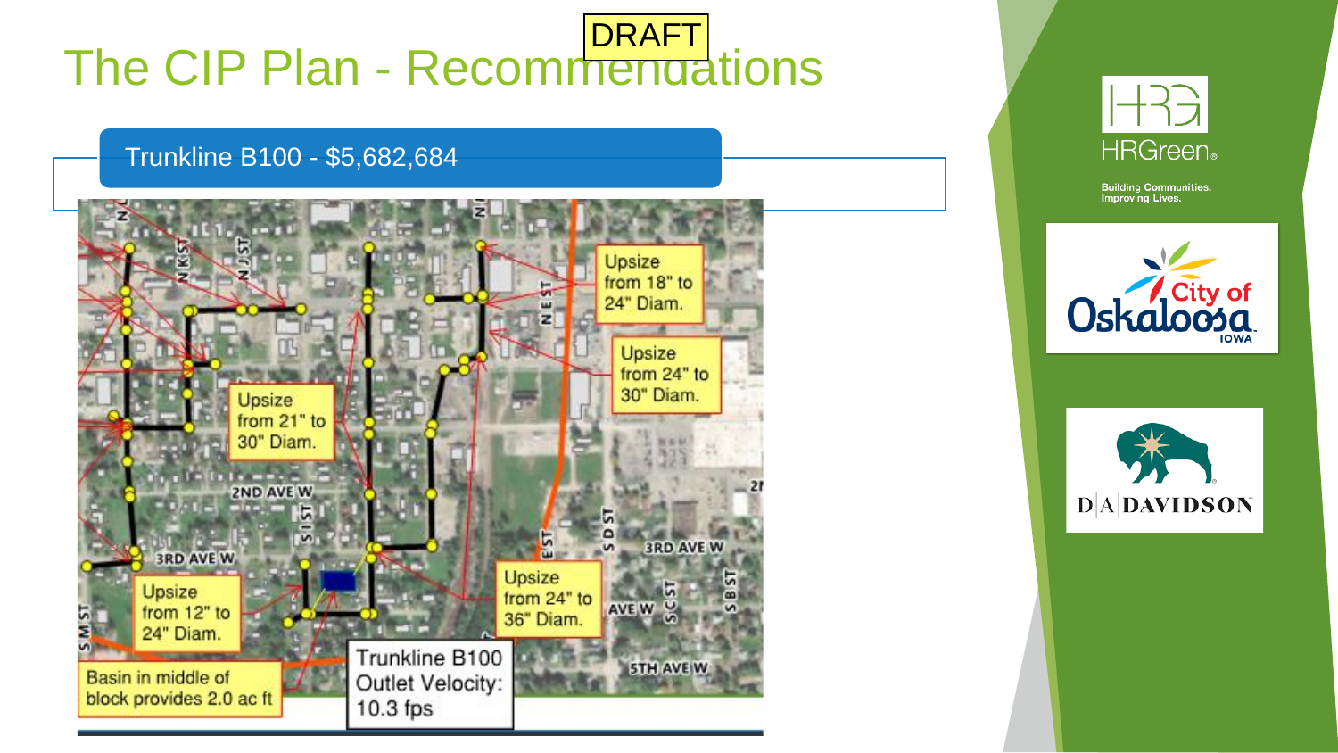# The CIP Plan - Recommendations

DRAFT

## Trunkline B100 - $5,682,684

Upsize from 18" to 24" Diam.

Upsize from 24" to 30" Diam.

Upsize from 21" to 30" Diam.

Upsize from 24" to 36" Diam.

Upsize from 12" to 24" Diam.

Basin in middle of block provides 2.0 ac ft

Trunkline B100 Outlet Velocity: 10.3 fps

HRGreen. Building Communities. Improving Lives.

City of Oskaloosa IOWA

D|A DAVIDSON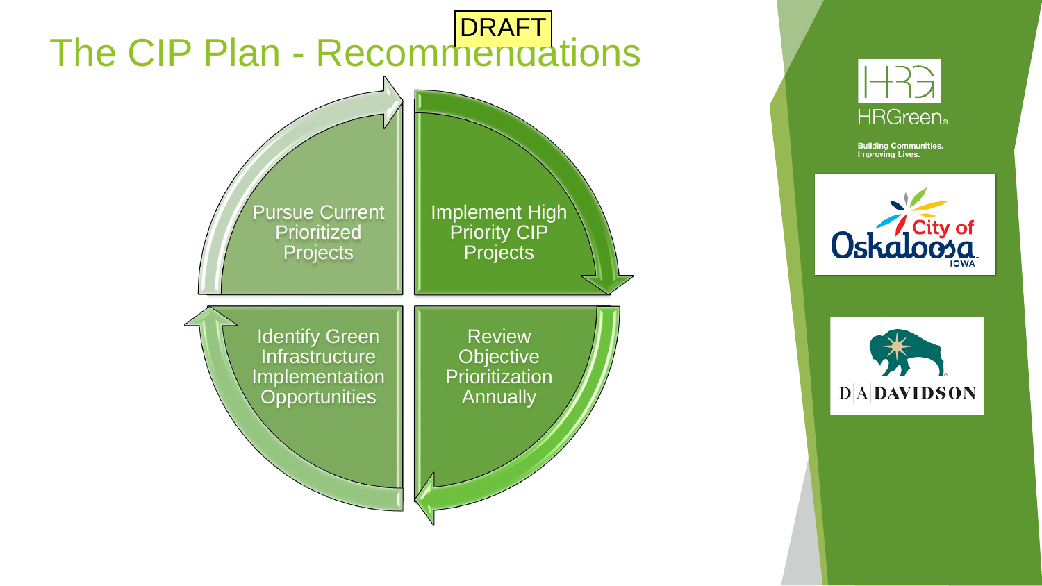# The CIP Plan - Recommendations

DRAFT

- Pursue Current Prioritized Projects
- Implement High Priority CIP Projects
- Review Objective Prioritization Annually
- Identify Green Infrastructure Implementation Opportunities

HRGreen

Building Communities. Improving Lives.

City of Oskaloosa IOWA

D|A DAVIDSON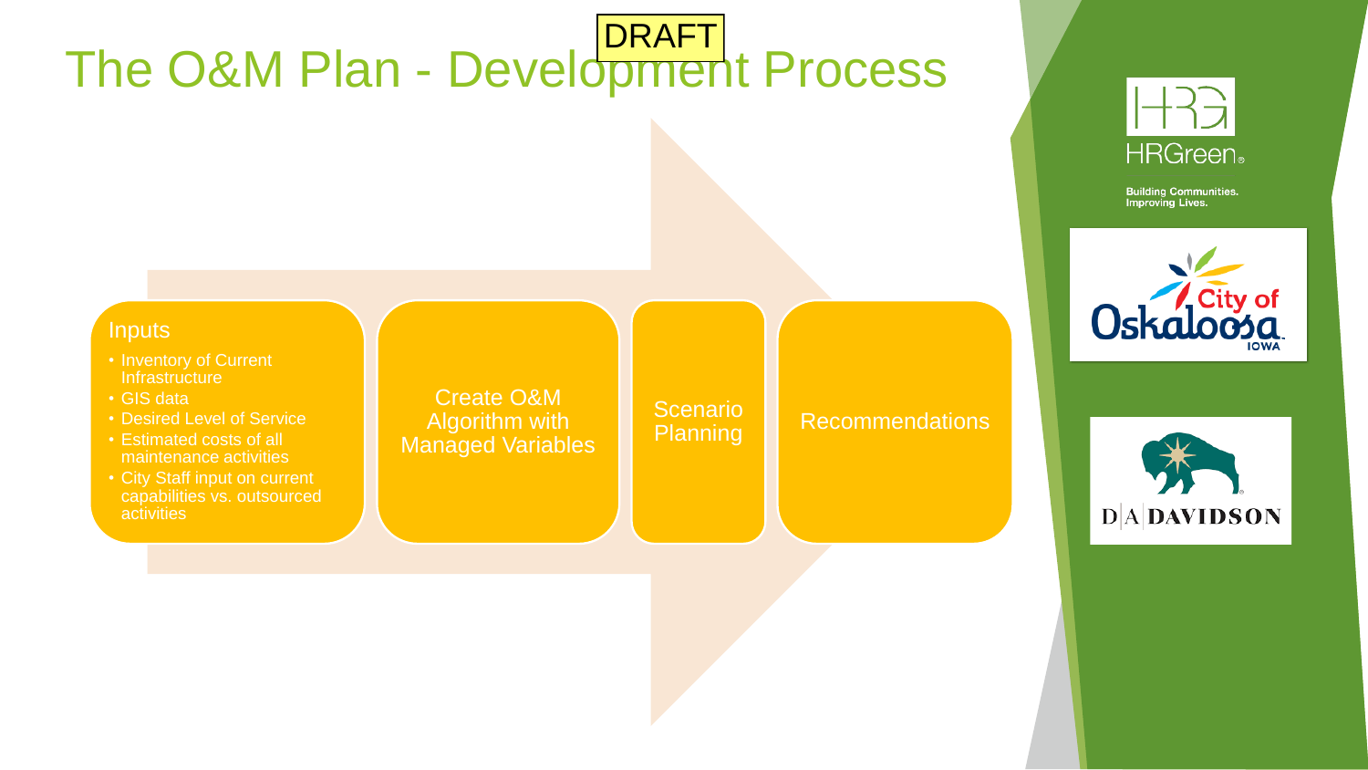DRAFT

# The O&M Plan - Development Process

### Inputs

- Inventory of Current Infrastructure
- GIS data
- Desired Level of Service
- Estimated costs of all maintenance activities
- City Staff input on current capabilities vs. outsourced activities

### Create O&M Algorithm with Managed Variables

### Scenario Planning

### Recommendations

HRGreen

Building Communities. Improving Lives.

City of Oskaloosa IOWA

D|A DAVIDSON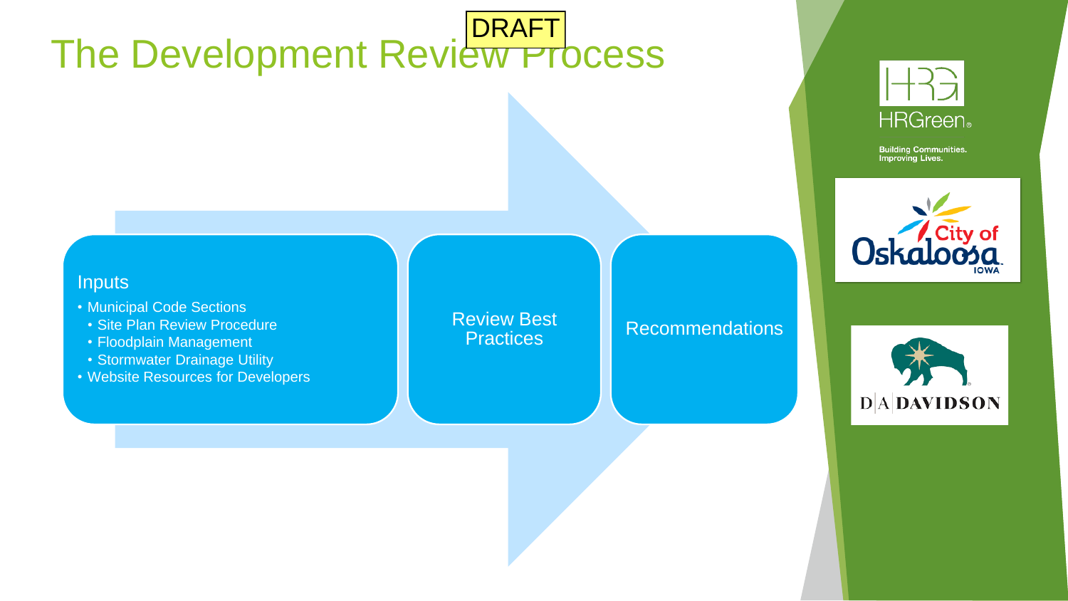# The Development Review Process

DRAFT

### Inputs

- Municipal Code Sections
  - Site Plan Review Procedure
  - Floodplain Management
  - Stormwater Drainage Utility
- Website Resources for Developers

### Review Best Practices

### Recommendations

HRGreen

Building Communities. Improving Lives.

City of Oskaloosa IOWA

D|A DAVIDSON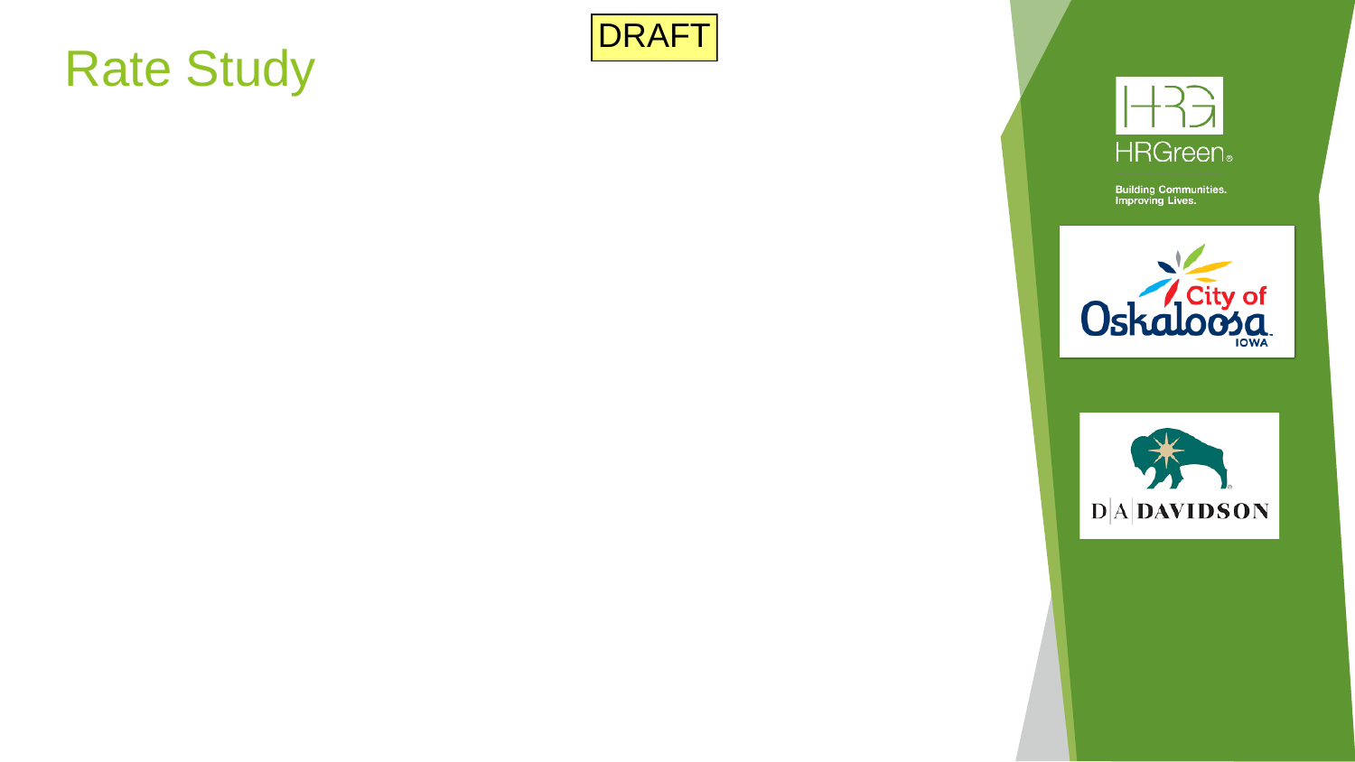# Rate Study

DRAFT

HRGreen

Building Communities.
Improving Lives.

City of Oskaloosa IOWA

D|A DAVIDSON